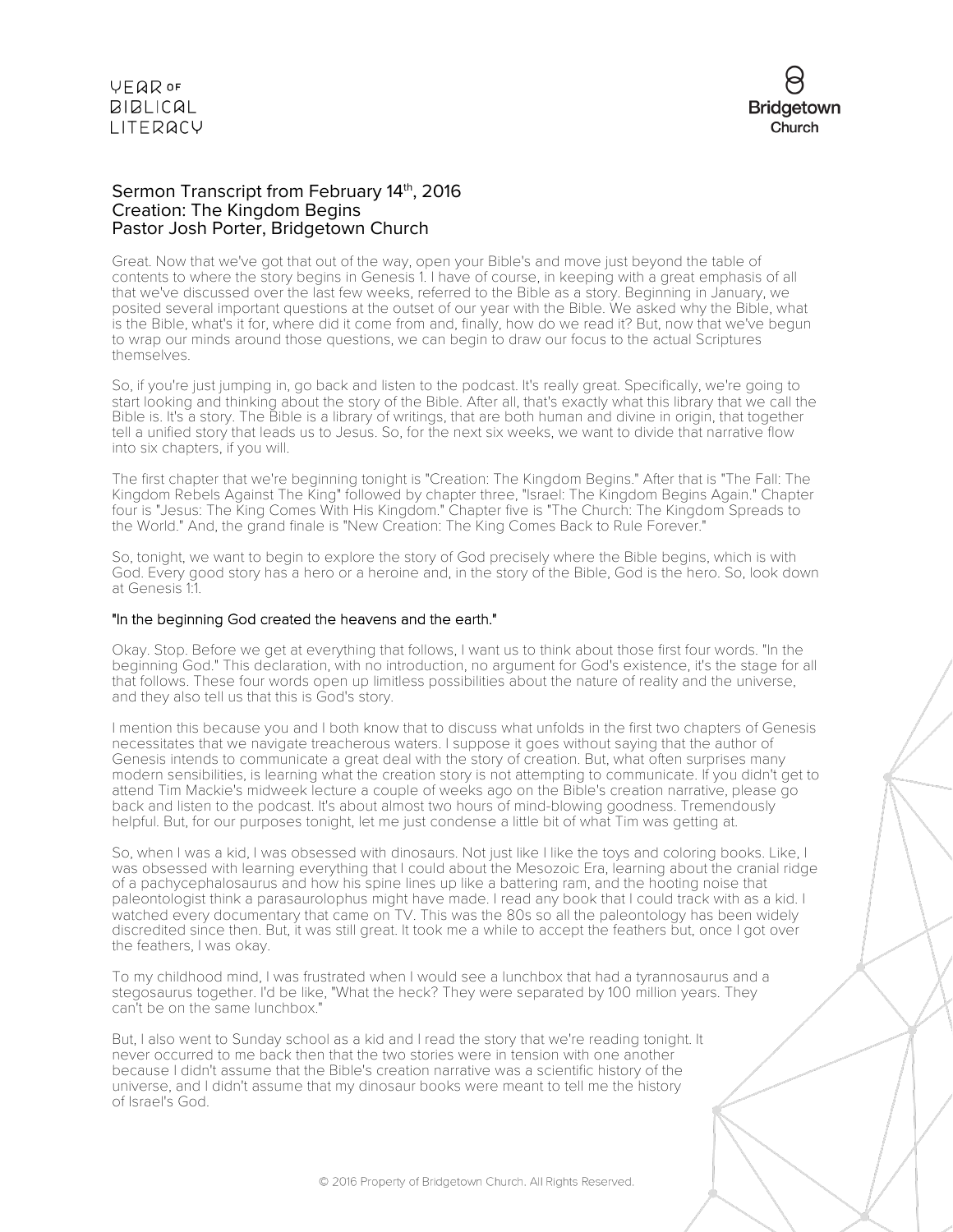# Sermon Transcript from February 14th, 2016
## Creation: The Kingdom Begins
### Pastor Josh Porter, Bridgetown Church

Great. Now that we've got that out of the way, open your Bible's and move just beyond the table of contents to where the story begins in Genesis 1. I have of course, in keeping with a great emphasis of all that we've discussed over the last few weeks, referred to the Bible as a story. Beginning in January, we posited several important questions at the outset of our year with the Bible. We asked why the Bible, what is the Bible, what's it for, where did it come from and, finally, how do we read it? But, now that we've begun to wrap our minds around those questions, we can begin to draw our focus to the actual Scriptures themselves.

So, if you're just jumping in, go back and listen to the podcast. It's really great. Specifically, we're going to start looking and thinking about the story of the Bible. After all, that's exactly what this library that we call the Bible is. It's a story. The Bible is a library of writings, that are both human and divine in origin, that together tell a unified story that leads us to Jesus. So, for the next six weeks, we want to divide that narrative flow into six chapters, if you will.

The first chapter that we're beginning tonight is "Creation: The Kingdom Begins." After that is "The Fall: The Kingdom Rebels Against The King" followed by chapter three, "Israel: The Kingdom Begins Again." Chapter four is "Jesus: The King Comes With His Kingdom." Chapter five is "The Church: The Kingdom Spreads to the World." And, the grand finale is "New Creation: The King Comes Back to Rule Forever."

So, tonight, we want to begin to explore the story of God precisely where the Bible begins, which is with God. Every good story has a hero or a heroine and, in the story of the Bible, God is the hero. So, look down at Genesis 1:1.

"In the beginning God created the heavens and the earth."

Okay. Stop. Before we get at everything that follows, I want us to think about those first four words. "In the beginning God." This declaration, with no introduction, no argument for God's existence, it's the stage for all that follows. These four words open up limitless possibilities about the nature of reality and the universe, and they also tell us that this is God's story.

I mention this because you and I both know that to discuss what unfolds in the first two chapters of Genesis necessitates that we navigate treacherous waters. I suppose it goes without saying that the author of Genesis intends to communicate a great deal with the story of creation. But, what often surprises many modern sensibilities, is learning what the creation story is not attempting to communicate. If you didn't get to attend Tim Mackie's midweek lecture a couple of weeks ago on the Bible's creation narrative, please go back and listen to the podcast. It's about almost two hours of mind-blowing goodness. Tremendously helpful. But, for our purposes tonight, let me just condense a little bit of what Tim was getting at.

So, when I was a kid, I was obsessed with dinosaurs. Not just like I like the toys and coloring books. Like, I was obsessed with learning everything that I could about the Mesozoic Era, learning about the cranial ridge of a pachycephalosaurus and how his spine lines up like a battering ram, and the hooting noise that paleontologist think a parasaurolophus might have made. I read any book that I could track with as a kid. I watched every documentary that came on TV. This was the 80s so all the paleontology has been widely discredited since then. But, it was still great. It took me a while to accept the feathers but, once I got over the feathers, I was okay.

To my childhood mind, I was frustrated when I would see a lunchbox that had a tyrannosaurus and a stegosaurus together. I'd be like, "What the heck? They were separated by 100 million years. They can't be on the same lunchbox."

But, I also went to Sunday school as a kid and I read the story that we're reading tonight. It never occurred to me back then that the two stories were in tension with one another because I didn't assume that the Bible's creation narrative was a scientific history of the universe, and I didn't assume that my dinosaur books were meant to tell me the history of Israel's God.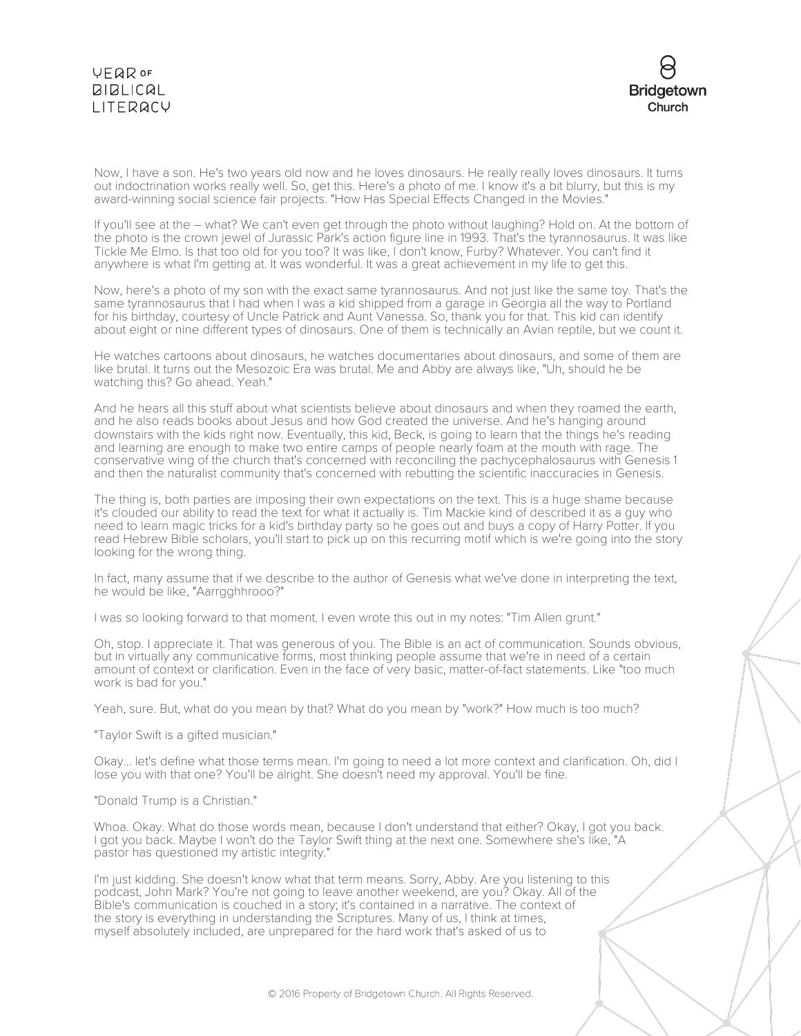Now, I have a son. He's two years old now and he loves dinosaurs. He really really loves dinosaurs. It turns out indoctrination works really well. So, get this. Here's a photo of me. I know it's a bit blurry, but this is my award-winning social science fair projects. "How Has Special Effects Changed in the Movies."

If you'll see at the – what? We can't even get through the photo without laughing? Hold on. At the bottom of the photo is the crown jewel of Jurassic Park's action figure line in 1993. That's the tyrannosaurus. It was like Tickle Me Elmo. Is that too old for you too? It was like, I don't know, Furby? Whatever. You can't find it anywhere is what I'm getting at. It was wonderful. It was a great achievement in my life to get this.

Now, here's a photo of my son with the exact same tyrannosaurus. And not just like the same toy. That's the same tyrannosaurus that I had when I was a kid shipped from a garage in Georgia all the way to Portland for his birthday, courtesy of Uncle Patrick and Aunt Vanessa. So, thank you for that. This kid can identify about eight or nine different types of dinosaurs. One of them is technically an Avian reptile, but we count it.

He watches cartoons about dinosaurs, he watches documentaries about dinosaurs, and some of them are like brutal. It turns out the Mesozoic Era was brutal. Me and Abby are always like, "Uh, should he be watching this? Go ahead. Yeah."

And he hears all this stuff about what scientists believe about dinosaurs and when they roamed the earth, and he also reads books about Jesus and how God created the universe. And he's hanging around downstairs with the kids right now. Eventually, this kid, Beck, is going to learn that the things he's reading and learning are enough to make two entire camps of people nearly foam at the mouth with rage. The conservative wing of the church that's concerned with reconciling the pachycephalosaurus with Genesis 1 and then the naturalist community that's concerned with rebutting the scientific inaccuracies in Genesis.

The thing is, both parties are imposing their own expectations on the text. This is a huge shame because it's clouded our ability to read the text for what it actually is. Tim Mackie kind of described it as a guy who need to learn magic tricks for a kid's birthday party so he goes out and buys a copy of Harry Potter. If you read Hebrew Bible scholars, you'll start to pick up on this recurring motif which is we're going into the story looking for the wrong thing.

In fact, many assume that if we describe to the author of Genesis what we've done in interpreting the text, he would be like, "Aarrgghhrooo?"

I was so looking forward to that moment. I even wrote this out in my notes: "Tim Allen grunt."

Oh, stop. I appreciate it. That was generous of you. The Bible is an act of communication. Sounds obvious, but in virtually any communicative forms, most thinking people assume that we're in need of a certain amount of context or clarification. Even in the face of very basic, matter-of-fact statements. Like "too much work is bad for you."

Yeah, sure. But, what do you mean by that? What do you mean by "work?" How much is too much?

"Taylor Swift is a gifted musician."

Okay... let's define what those terms mean. I'm going to need a lot more context and clarification. Oh, did I lose you with that one? You'll be alright. She doesn't need my approval. You'll be fine.

"Donald Trump is a Christian."

Whoa. Okay. What do those words mean, because I don't understand that either? Okay, I got you back. I got you back. Maybe I won't do the Taylor Swift thing at the next one. Somewhere she's like, "A pastor has questioned my artistic integrity."

I'm just kidding. She doesn't know what that term means. Sorry, Abby. Are you listening to this podcast, John Mark? You're not going to leave another weekend, are you? Okay. All of the Bible's communication is couched in a story; it's contained in a narrative. The context of the story is everything in understanding the Scriptures. Many of us, I think at times, myself absolutely included, are unprepared for the hard work that's asked of us to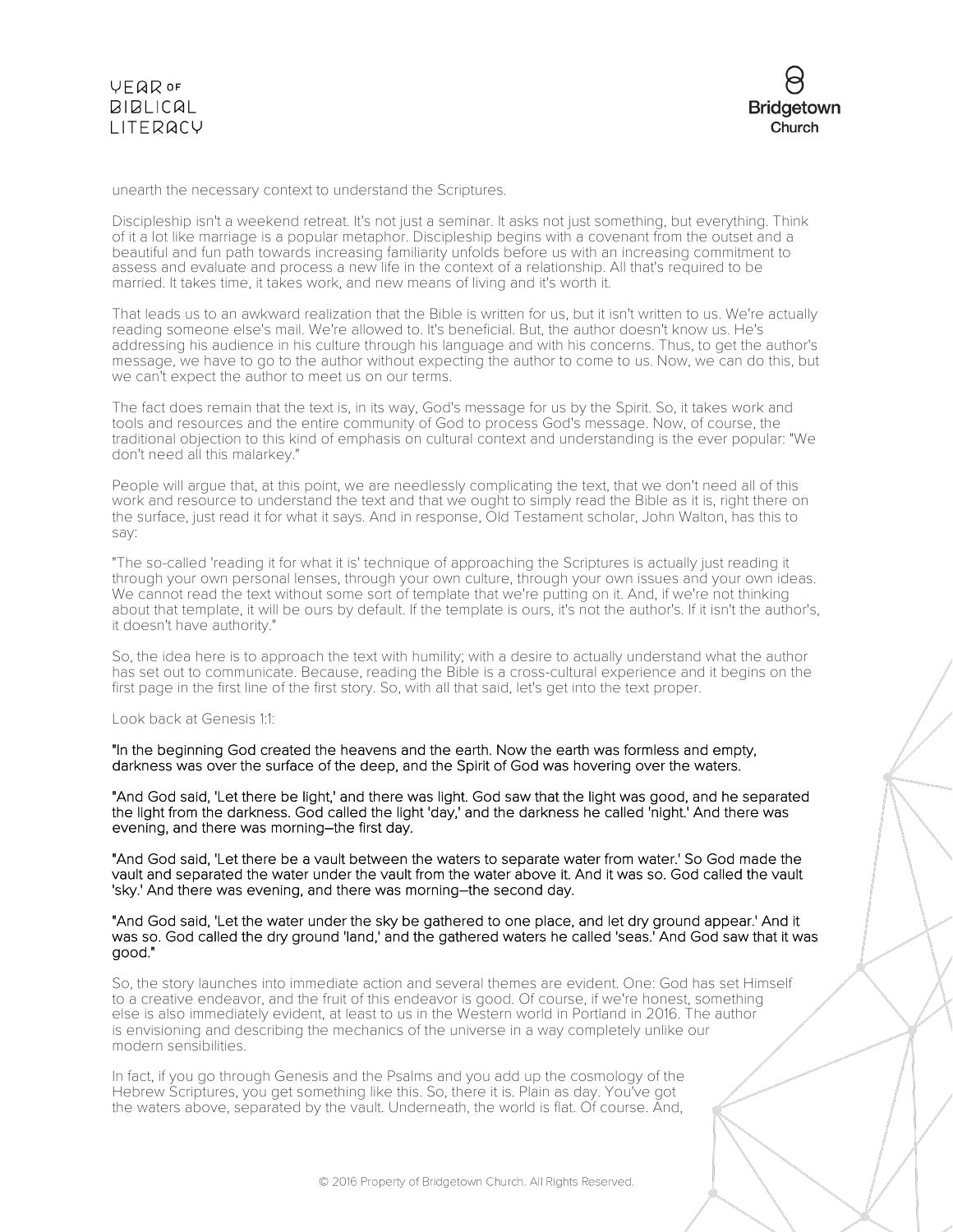unearth the necessary context to understand the Scriptures.

Discipleship isn't a weekend retreat. It's not just a seminar. It asks not just something, but everything. Think of it a lot like marriage is a popular metaphor. Discipleship begins with a covenant from the outset and a beautiful and fun path towards increasing familiarity unfolds before us with an increasing commitment to assess and evaluate and process a new life in the context of a relationship. All that's required to be married. It takes time, it takes work, and new means of living and it's worth it.

That leads us to an awkward realization that the Bible is written for us, but it isn't written to us. We're actually reading someone else's mail. We're allowed to. It's beneficial. But, the author doesn't know us. He's addressing his audience in his culture through his language and with his concerns. Thus, to get the author's message, we have to go to the author without expecting the author to come to us. Now, we can do this, but we can't expect the author to meet us on our terms.

The fact does remain that the text is, in its way, God's message for us by the Spirit. So, it takes work and tools and resources and the entire community of God to process God's message. Now, of course, the traditional objection to this kind of emphasis on cultural context and understanding is the ever popular: "We don't need all this malarkey."

People will argue that, at this point, we are needlessly complicating the text, that we don't need all of this work and resource to understand the text and that we ought to simply read the Bible as it is, right there on the surface, just read it for what it says. And in response, Old Testament scholar, John Walton, has this to say:

"The so-called 'reading it for what it is' technique of approaching the Scriptures is actually just reading it through your own personal lenses, through your own culture, through your own issues and your own ideas. We cannot read the text without some sort of template that we're putting on it. And, if we're not thinking about that template, it will be ours by default. If the template is ours, it's not the author's. If it isn't the author's, it doesn't have authority."

So, the idea here is to approach the text with humility; with a desire to actually understand what the author has set out to communicate. Because, reading the Bible is a cross-cultural experience and it begins on the first page in the first line of the first story. So, with all that said, let's get into the text proper.

Look back at Genesis 1:1:

"In the beginning God created the heavens and the earth. Now the earth was formless and empty, darkness was over the surface of the deep, and the Spirit of God was hovering over the waters.

"And God said, 'Let there be light,' and there was light. God saw that the light was good, and he separated the light from the darkness. God called the light 'day,' and the darkness he called 'night.' And there was evening, and there was morning–the first day.

"And God said, 'Let there be a vault between the waters to separate water from water.' So God made the vault and separated the water under the vault from the water above it. And it was so. God called the vault 'sky.' And there was evening, and there was morning–the second day.

"And God said, 'Let the water under the sky be gathered to one place, and let dry ground appear.' And it was so. God called the dry ground 'land,' and the gathered waters he called 'seas.' And God saw that it was good."

So, the story launches into immediate action and several themes are evident. One: God has set Himself to a creative endeavor, and the fruit of this endeavor is good. Of course, if we're honest, something else is also immediately evident, at least to us in the Western world in Portland in 2016. The author is envisioning and describing the mechanics of the universe in a way completely unlike our modern sensibilities.

In fact, if you go through Genesis and the Psalms and you add up the cosmology of the Hebrew Scriptures, you get something like this. So, there it is. Plain as day. You've got the waters above, separated by the vault. Underneath, the world is flat. Of course. And,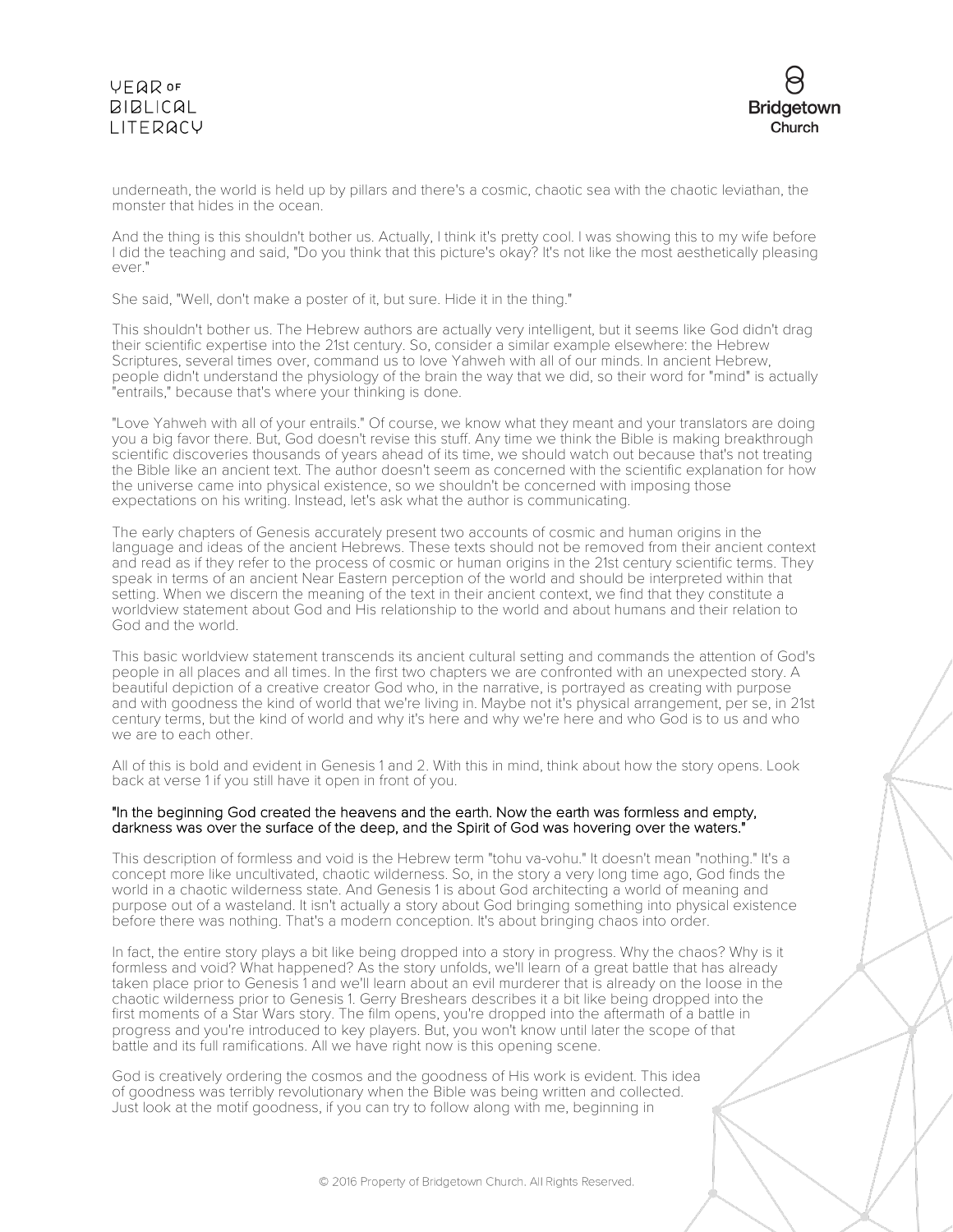underneath, the world is held up by pillars and there's a cosmic, chaotic sea with the chaotic leviathan, the monster that hides in the ocean.

And the thing is this shouldn't bother us. Actually, I think it's pretty cool. I was showing this to my wife before I did the teaching and said, "Do you think that this picture's okay? It's not like the most aesthetically pleasing ever."

She said, "Well, don't make a poster of it, but sure. Hide it in the thing."

This shouldn't bother us. The Hebrew authors are actually very intelligent, but it seems like God didn't drag their scientific expertise into the 21st century. So, consider a similar example elsewhere: the Hebrew Scriptures, several times over, command us to love Yahweh with all of our minds. In ancient Hebrew, people didn't understand the physiology of the brain the way that we did, so their word for "mind" is actually "entrails," because that's where your thinking is done.

"Love Yahweh with all of your entrails." Of course, we know what they meant and your translators are doing you a big favor there. But, God doesn't revise this stuff. Any time we think the Bible is making breakthrough scientific discoveries thousands of years ahead of its time, we should watch out because that's not treating the Bible like an ancient text. The author doesn't seem as concerned with the scientific explanation for how the universe came into physical existence, so we shouldn't be concerned with imposing those expectations on his writing. Instead, let's ask what the author is communicating.

The early chapters of Genesis accurately present two accounts of cosmic and human origins in the language and ideas of the ancient Hebrews. These texts should not be removed from their ancient context and read as if they refer to the process of cosmic or human origins in the 21st century scientific terms. They speak in terms of an ancient Near Eastern perception of the world and should be interpreted within that setting. When we discern the meaning of the text in their ancient context, we find that they constitute a worldview statement about God and His relationship to the world and about humans and their relation to God and the world.

This basic worldview statement transcends its ancient cultural setting and commands the attention of God's people in all places and all times. In the first two chapters we are confronted with an unexpected story. A beautiful depiction of a creative creator God who, in the narrative, is portrayed as creating with purpose and with goodness the kind of world that we're living in. Maybe not it's physical arrangement, per se, in 21st century terms, but the kind of world and why it's here and why we're here and who God is to us and who we are to each other.

All of this is bold and evident in Genesis 1 and 2. With this in mind, think about how the story opens. Look back at verse 1 if you still have it open in front of you.

"In the beginning God created the heavens and the earth. Now the earth was formless and empty, darkness was over the surface of the deep, and the Spirit of God was hovering over the waters."

This description of formless and void is the Hebrew term "tohu va-vohu." It doesn't mean "nothing." It's a concept more like uncultivated, chaotic wilderness. So, in the story a very long time ago, God finds the world in a chaotic wilderness state. And Genesis 1 is about God architecting a world of meaning and purpose out of a wasteland. It isn't actually a story about God bringing something into physical existence before there was nothing. That's a modern conception. It's about bringing chaos into order.

In fact, the entire story plays a bit like being dropped into a story in progress. Why the chaos? Why is it formless and void? What happened? As the story unfolds, we'll learn of a great battle that has already taken place prior to Genesis 1 and we'll learn about an evil murderer that is already on the loose in the chaotic wilderness prior to Genesis 1. Gerry Breshears describes it a bit like being dropped into the first moments of a Star Wars story. The film opens, you're dropped into the aftermath of a battle in progress and you're introduced to key players. But, you won't know until later the scope of that battle and its full ramifications. All we have right now is this opening scene.

God is creatively ordering the cosmos and the goodness of His work is evident. This idea of goodness was terribly revolutionary when the Bible was being written and collected. Just look at the motif goodness, if you can try to follow along with me, beginning in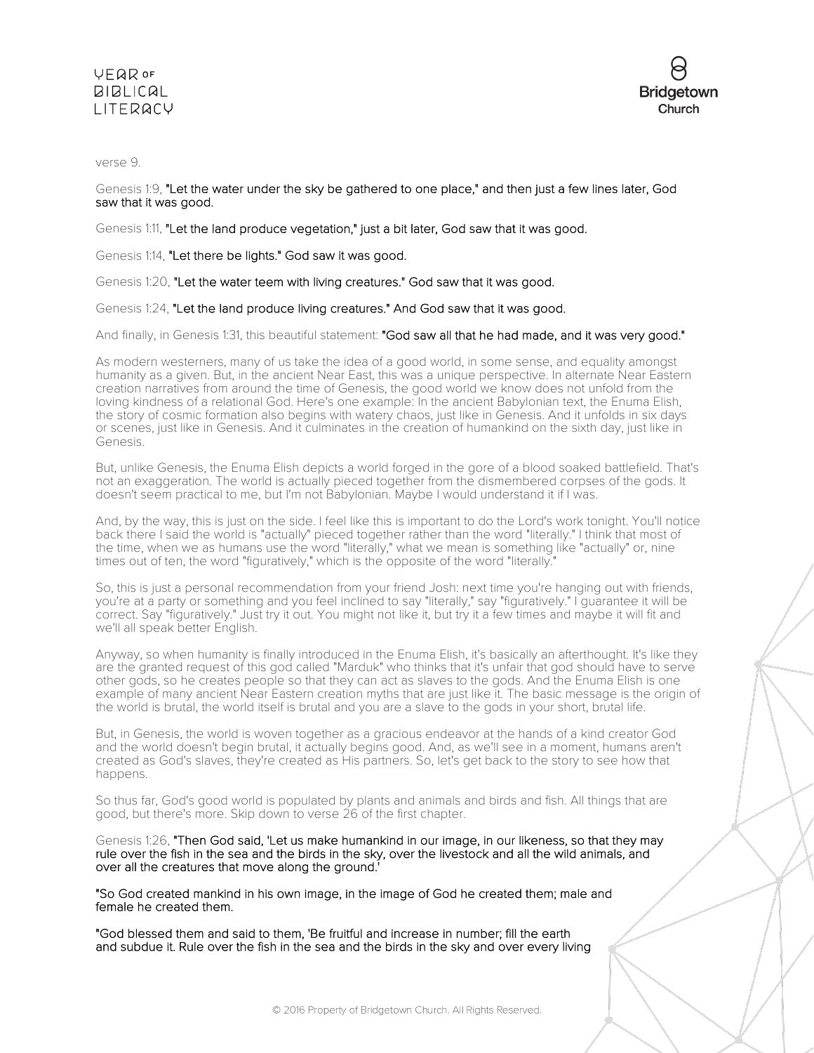verse 9.

Genesis 1:9, "Let the water under the sky be gathered to one place," and then just a few lines later, God saw that it was good.

Genesis 1:11, "Let the land produce vegetation," just a bit later, God saw that it was good.

Genesis 1:14, "Let there be lights." God saw it was good.

Genesis 1:20, "Let the water teem with living creatures." God saw that it was good.

Genesis 1:24, "Let the land produce living creatures." And God saw that it was good.

And finally, in Genesis 1:31, this beautiful statement: "God saw all that he had made, and it was very good."

As modern westerners, many of us take the idea of a good world, in some sense, and equality amongst humanity as a given. But, in the ancient Near East, this was a unique perspective. In alternate Near Eastern creation narratives from around the time of Genesis, the good world we know does not unfold from the loving kindness of a relational God. Here's one example: In the ancient Babylonian text, the Enuma Elish, the story of cosmic formation also begins with watery chaos, just like in Genesis. And it unfolds in six days or scenes, just like in Genesis. And it culminates in the creation of humankind on the sixth day, just like in Genesis.

But, unlike Genesis, the Enuma Elish depicts a world forged in the gore of a blood soaked battlefield. That's not an exaggeration. The world is actually pieced together from the dismembered corpses of the gods. It doesn't seem practical to me, but I'm not Babylonian. Maybe I would understand it if I was.

And, by the way, this is just on the side. I feel like this is important to do the Lord's work tonight. You'll notice back there I said the world is "actually" pieced together rather than the word "literally." I think that most of the time, when we as humans use the word "literally," what we mean is something like "actually" or, nine times out of ten, the word "figuratively," which is the opposite of the word "literally."

So, this is just a personal recommendation from your friend Josh: next time you're hanging out with friends, you're at a party or something and you feel inclined to say "literally," say "figuratively." I guarantee it will be correct. Say "figuratively." Just try it out. You might not like it, but try it a few times and maybe it will fit and we'll all speak better English.

Anyway, so when humanity is finally introduced in the Enuma Elish, it's basically an afterthought. It's like they are the granted request of this god called "Marduk" who thinks that it's unfair that god should have to serve other gods, so he creates people so that they can act as slaves to the gods. And the Enuma Elish is one example of many ancient Near Eastern creation myths that are just like it. The basic message is the origin of the world is brutal, the world itself is brutal and you are a slave to the gods in your short, brutal life.

But, in Genesis, the world is woven together as a gracious endeavor at the hands of a kind creator God and the world doesn't begin brutal, it actually begins good. And, as we'll see in a moment, humans aren't created as God's slaves, they're created as His partners. So, let's get back to the story to see how that happens.

So thus far, God's good world is populated by plants and animals and birds and fish. All things that are good, but there's more. Skip down to verse 26 of the first chapter.

Genesis 1:26, "Then God said, 'Let us make humankind in our image, in our likeness, so that they may rule over the fish in the sea and the birds in the sky, over the livestock and all the wild animals, and over all the creatures that move along the ground.'

"So God created mankind in his own image, in the image of God he created them; male and female he created them.

"God blessed them and said to them, 'Be fruitful and increase in number; fill the earth and subdue it. Rule over the fish in the sea and the birds in the sky and over every living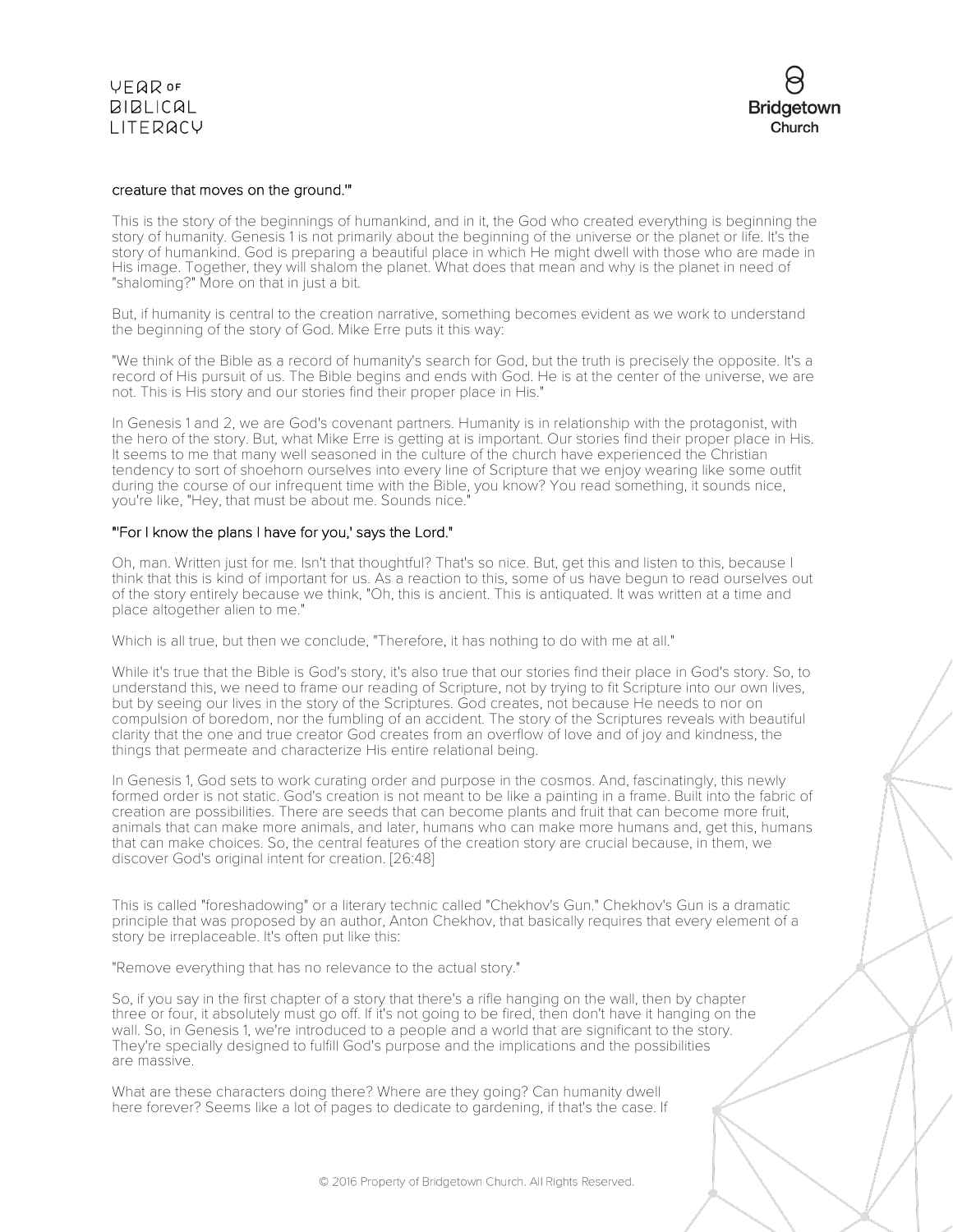creature that moves on the ground.'"

This is the story of the beginnings of humankind, and in it, the God who created everything is beginning the story of humanity. Genesis 1 is not primarily about the beginning of the universe or the planet or life. It's the story of humankind. God is preparing a beautiful place in which He might dwell with those who are made in His image. Together, they will shalom the planet. What does that mean and why is the planet in need of "shaloming?" More on that in just a bit.

But, if humanity is central to the creation narrative, something becomes evident as we work to understand the beginning of the story of God. Mike Erre puts it this way:

"We think of the Bible as a record of humanity's search for God, but the truth is precisely the opposite. It's a record of His pursuit of us. The Bible begins and ends with God. He is at the center of the universe, we are not. This is His story and our stories find their proper place in His."

In Genesis 1 and 2, we are God's covenant partners. Humanity is in relationship with the protagonist, with the hero of the story. But, what Mike Erre is getting at is important. Our stories find their proper place in His. It seems to me that many well seasoned in the culture of the church have experienced the Christian tendency to sort of shoehorn ourselves into every line of Scripture that we enjoy wearing like some outfit during the course of our infrequent time with the Bible, you know? You read something, it sounds nice, you're like, "Hey, that must be about me. Sounds nice."

"'For I know the plans I have for you,' says the Lord."

Oh, man. Written just for me. Isn't that thoughtful? That's so nice. But, get this and listen to this, because I think that this is kind of important for us. As a reaction to this, some of us have begun to read ourselves out of the story entirely because we think, "Oh, this is ancient. This is antiquated. It was written at a time and place altogether alien to me."

Which is all true, but then we conclude, "Therefore, it has nothing to do with me at all."

While it's true that the Bible is God's story, it's also true that our stories find their place in God's story. So, to understand this, we need to frame our reading of Scripture, not by trying to fit Scripture into our own lives, but by seeing our lives in the story of the Scriptures. God creates, not because He needs to nor on compulsion of boredom, nor the fumbling of an accident. The story of the Scriptures reveals with beautiful clarity that the one and true creator God creates from an overflow of love and of joy and kindness, the things that permeate and characterize His entire relational being.

In Genesis 1, God sets to work curating order and purpose in the cosmos. And, fascinatingly, this newly formed order is not static. God's creation is not meant to be like a painting in a frame. Built into the fabric of creation are possibilities. There are seeds that can become plants and fruit that can become more fruit, animals that can make more animals, and later, humans who can make more humans and, get this, humans that can make choices. So, the central features of the creation story are crucial because, in them, we discover God's original intent for creation. [26:48]

This is called "foreshadowing" or a literary technic called "Chekhov's Gun." Chekhov's Gun is a dramatic principle that was proposed by an author, Anton Chekhov, that basically requires that every element of a story be irreplaceable. It's often put like this:

"Remove everything that has no relevance to the actual story."

So, if you say in the first chapter of a story that there's a rifle hanging on the wall, then by chapter three or four, it absolutely must go off. If it's not going to be fired, then don't have it hanging on the wall. So, in Genesis 1, we're introduced to a people and a world that are significant to the story. They're specially designed to fulfill God's purpose and the implications and the possibilities are massive.

What are these characters doing there? Where are they going? Can humanity dwell here forever? Seems like a lot of pages to dedicate to gardening, if that's the case. If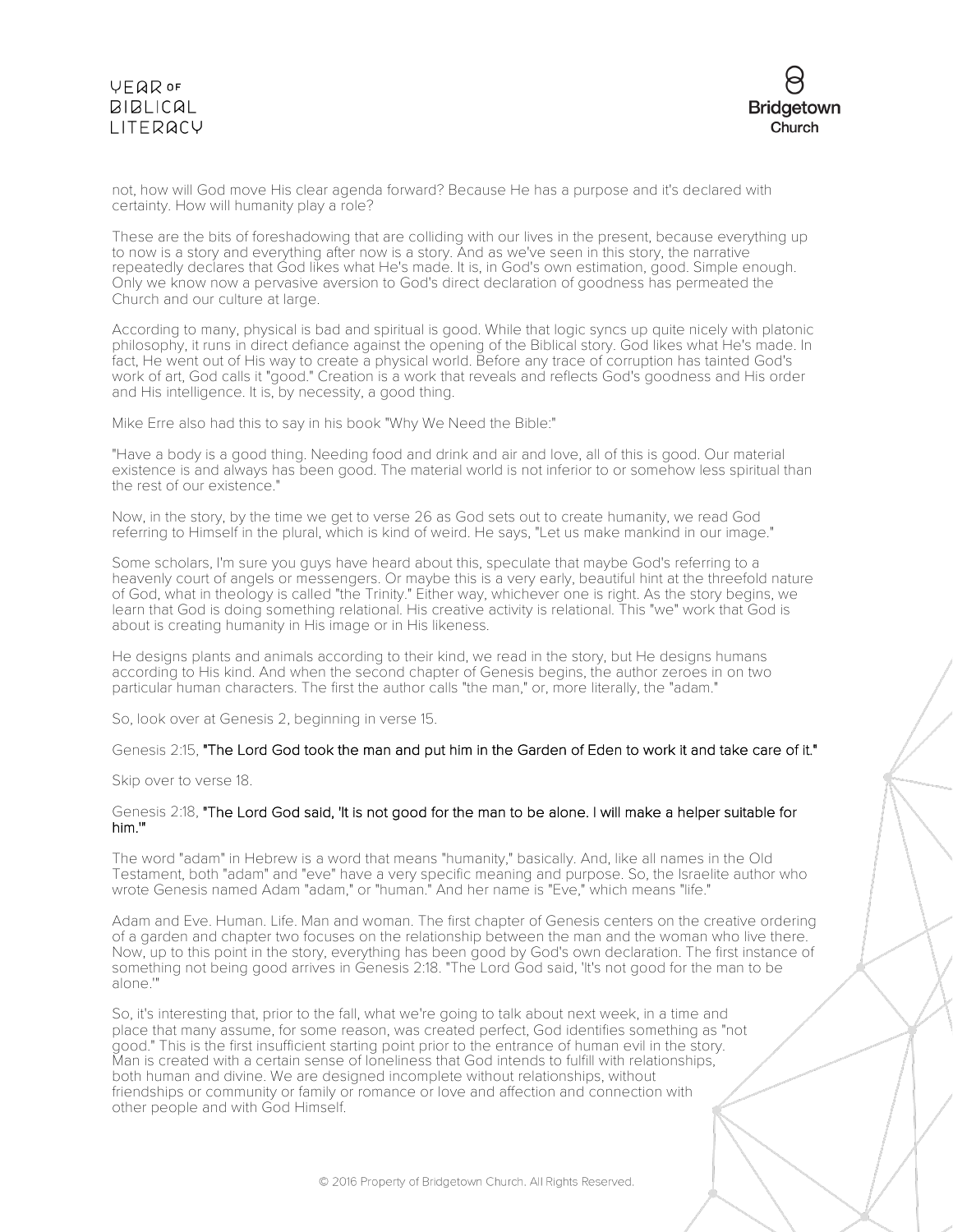not, how will God move His clear agenda forward? Because He has a purpose and it's declared with certainty. How will humanity play a role?

These are the bits of foreshadowing that are colliding with our lives in the present, because everything up to now is a story and everything after now is a story. And as we've seen in this story, the narrative repeatedly declares that God likes what He's made. It is, in God's own estimation, good. Simple enough. Only we know now a pervasive aversion to God's direct declaration of goodness has permeated the Church and our culture at large.

According to many, physical is bad and spiritual is good. While that logic syncs up quite nicely with platonic philosophy, it runs in direct defiance against the opening of the Biblical story. God likes what He's made. In fact, He went out of His way to create a physical world. Before any trace of corruption has tainted God's work of art, God calls it "good." Creation is a work that reveals and reflects God's goodness and His order and His intelligence. It is, by necessity, a good thing.

Mike Erre also had this to say in his book "Why We Need the Bible:"

"Have a body is a good thing. Needing food and drink and air and love, all of this is good. Our material existence is and always has been good. The material world is not inferior to or somehow less spiritual than the rest of our existence."

Now, in the story, by the time we get to verse 26 as God sets out to create humanity, we read God referring to Himself in the plural, which is kind of weird. He says, "Let us make mankind in our image."

Some scholars, I'm sure you guys have heard about this, speculate that maybe God's referring to a heavenly court of angels or messengers. Or maybe this is a very early, beautiful hint at the threefold nature of God, what in theology is called "the Trinity." Either way, whichever one is right. As the story begins, we learn that God is doing something relational. His creative activity is relational. This "we" work that God is about is creating humanity in His image or in His likeness.

He designs plants and animals according to their kind, we read in the story, but He designs humans according to His kind. And when the second chapter of Genesis begins, the author zeroes in on two particular human characters. The first the author calls "the man," or, more literally, the "adam."

So, look over at Genesis 2, beginning in verse 15.

Genesis 2:15, "The Lord God took the man and put him in the Garden of Eden to work it and take care of it."

Skip over to verse 18.

Genesis 2:18, "The Lord God said, 'It is not good for the man to be alone. I will make a helper suitable for him.'"

The word "adam" in Hebrew is a word that means "humanity," basically. And, like all names in the Old Testament, both "adam" and "eve" have a very specific meaning and purpose. So, the Israelite author who wrote Genesis named Adam "adam," or "human." And her name is "Eve," which means "life."

Adam and Eve. Human. Life. Man and woman. The first chapter of Genesis centers on the creative ordering of a garden and chapter two focuses on the relationship between the man and the woman who live there. Now, up to this point in the story, everything has been good by God's own declaration. The first instance of something not being good arrives in Genesis 2:18. "The Lord God said, 'It's not good for the man to be alone.'"

So, it's interesting that, prior to the fall, what we're going to talk about next week, in a time and place that many assume, for some reason, was created perfect, God identifies something as "not good." This is the first insufficient starting point prior to the entrance of human evil in the story. Man is created with a certain sense of loneliness that God intends to fulfill with relationships, both human and divine. We are designed incomplete without relationships, without friendships or community or family or romance or love and affection and connection with other people and with God Himself.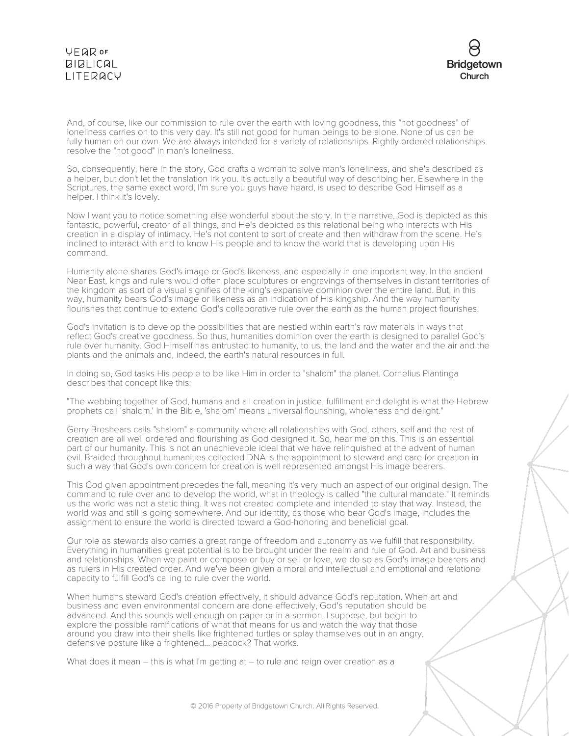And, of course, like our commission to rule over the earth with loving goodness, this "not goodness" of loneliness carries on to this very day. It's still not good for human beings to be alone. None of us can be fully human on our own. We are always intended for a variety of relationships. Rightly ordered relationships resolve the "not good" in man's loneliness.

So, consequently, here in the story, God crafts a woman to solve man's loneliness, and she's described as a helper, but don't let the translation irk you. It's actually a beautiful way of describing her. Elsewhere in the Scriptures, the same exact word, I'm sure you guys have heard, is used to describe God Himself as a helper. I think it's lovely.

Now I want you to notice something else wonderful about the story. In the narrative, God is depicted as this fantastic, powerful, creator of all things, and He's depicted as this relational being who interacts with His creation in a display of intimacy. He's not content to sort of create and then withdraw from the scene. He's inclined to interact with and to know His people and to know the world that is developing upon His command.

Humanity alone shares God's image or God's likeness, and especially in one important way. In the ancient Near East, kings and rulers would often place sculptures or engravings of themselves in distant territories of the kingdom as sort of a visual signifies of the king's expansive dominion over the entire land. But, in this way, humanity bears God's image or likeness as an indication of His kingship. And the way humanity flourishes that continue to extend God's collaborative rule over the earth as the human project flourishes.

God's invitation is to develop the possibilities that are nestled within earth's raw materials in ways that reflect God's creative goodness. So thus, humanities dominion over the earth is designed to parallel God's rule over humanity. God Himself has entrusted to humanity, to us, the land and the water and the air and the plants and the animals and, indeed, the earth's natural resources in full.

In doing so, God tasks His people to be like Him in order to "shalom" the planet. Cornelius Plantinga describes that concept like this:

"The webbing together of God, humans and all creation in justice, fulfillment and delight is what the Hebrew prophets call 'shalom.' In the Bible, 'shalom' means universal flourishing, wholeness and delight."

Gerry Breshears calls "shalom" a community where all relationships with God, others, self and the rest of creation are all well ordered and flourishing as God designed it. So, hear me on this. This is an essential part of our humanity. This is not an unachievable ideal that we have relinquished at the advent of human evil. Braided throughout humanities collected DNA is the appointment to steward and care for creation in such a way that God's own concern for creation is well represented amongst His image bearers.

This God given appointment precedes the fall, meaning it's very much an aspect of our original design. The command to rule over and to develop the world, what in theology is called "the cultural mandate." It reminds us the world was not a static thing. It was not created complete and intended to stay that way. Instead, the world was and still is going somewhere. And our identity, as those who bear God's image, includes the assignment to ensure the world is directed toward a God-honoring and beneficial goal.

Our role as stewards also carries a great range of freedom and autonomy as we fulfill that responsibility. Everything in humanities great potential is to be brought under the realm and rule of God. Art and business and relationships. When we paint or compose or buy or sell or love, we do so as God's image bearers and as rulers in His created order. And we've been given a moral and intellectual and emotional and relational capacity to fulfill God's calling to rule over the world.

When humans steward God's creation effectively, it should advance God's reputation. When art and business and even environmental concern are done effectively, God's reputation should be advanced. And this sounds well enough on paper or in a sermon, I suppose, but begin to explore the possible ramifications of what that means for us and watch the way that those around you draw into their shells like frightened turtles or splay themselves out in an angry, defensive posture like a frightened... peacock? That works.

What does it mean – this is what I'm getting at – to rule and reign over creation as a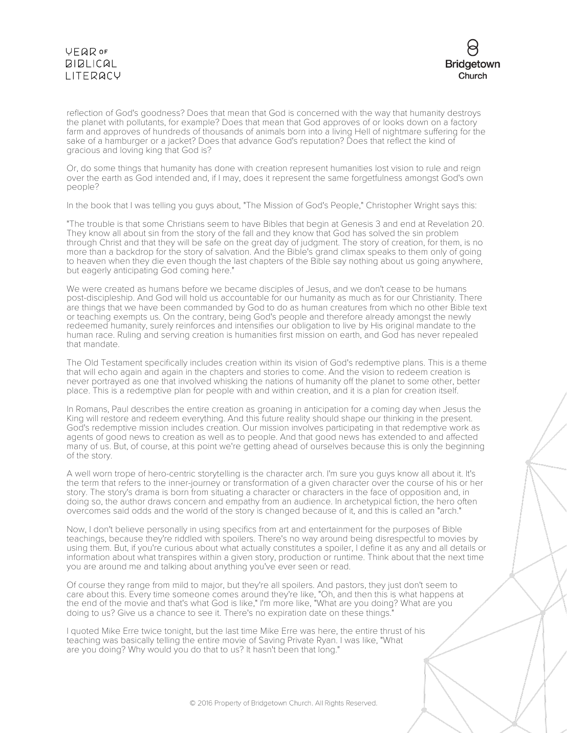reflection of God's goodness? Does that mean that God is concerned with the way that humanity destroys the planet with pollutants, for example? Does that mean that God approves of or looks down on a factory farm and approves of hundreds of thousands of animals born into a living Hell of nightmare suffering for the sake of a hamburger or a jacket? Does that advance God's reputation? Does that reflect the kind of gracious and loving king that God is?

Or, do some things that humanity has done with creation represent humanities lost vision to rule and reign over the earth as God intended and, if I may, does it represent the same forgetfulness amongst God's own people?

In the book that I was telling you guys about, "The Mission of God's People," Christopher Wright says this:

"The trouble is that some Christians seem to have Bibles that begin at Genesis 3 and end at Revelation 20. They know all about sin from the story of the fall and they know that God has solved the sin problem through Christ and that they will be safe on the great day of judgment. The story of creation, for them, is no more than a backdrop for the story of salvation. And the Bible's grand climax speaks to them only of going to heaven when they die even though the last chapters of the Bible say nothing about us going anywhere, but eagerly anticipating God coming here."

We were created as humans before we became disciples of Jesus, and we don't cease to be humans post-discipleship. And God will hold us accountable for our humanity as much as for our Christianity. There are things that we have been commanded by God to do as human creatures from which no other Bible text or teaching exempts us. On the contrary, being God's people and therefore already amongst the newly redeemed humanity, surely reinforces and intensifies our obligation to live by His original mandate to the human race. Ruling and serving creation is humanities first mission on earth, and God has never repealed that mandate.

The Old Testament specifically includes creation within its vision of God's redemptive plans. This is a theme that will echo again and again in the chapters and stories to come. And the vision to redeem creation is never portrayed as one that involved whisking the nations of humanity off the planet to some other, better place. This is a redemptive plan for people with and within creation, and it is a plan for creation itself.

In Romans, Paul describes the entire creation as groaning in anticipation for a coming day when Jesus the King will restore and redeem everything. And this future reality should shape our thinking in the present. God's redemptive mission includes creation. Our mission involves participating in that redemptive work as agents of good news to creation as well as to people. And that good news has extended to and affected many of us. But, of course, at this point we're getting ahead of ourselves because this is only the beginning of the story.

A well worn trope of hero-centric storytelling is the character arch. I'm sure you guys know all about it. It's the term that refers to the inner-journey or transformation of a given character over the course of his or her story. The story's drama is born from situating a character or characters in the face of opposition and, in doing so, the author draws concern and empathy from an audience. In archetypical fiction, the hero often overcomes said odds and the world of the story is changed because of it, and this is called an "arch."

Now, I don't believe personally in using specifics from art and entertainment for the purposes of Bible teachings, because they're riddled with spoilers. There's no way around being disrespectful to movies by using them. But, if you're curious about what actually constitutes a spoiler, I define it as any and all details or information about what transpires within a given story, production or runtime. Think about that the next time you are around me and talking about anything you've ever seen or read.

Of course they range from mild to major, but they're all spoilers. And pastors, they just don't seem to care about this. Every time someone comes around they're like, "Oh, and then this is what happens at the end of the movie and that's what God is like," I'm more like, "What are you doing? What are you doing to us? Give us a chance to see it. There's no expiration date on these things."

I quoted Mike Erre twice tonight, but the last time Mike Erre was here, the entire thrust of his teaching was basically telling the entire movie of Saving Private Ryan. I was like, "What are you doing? Why would you do that to us? It hasn't been that long."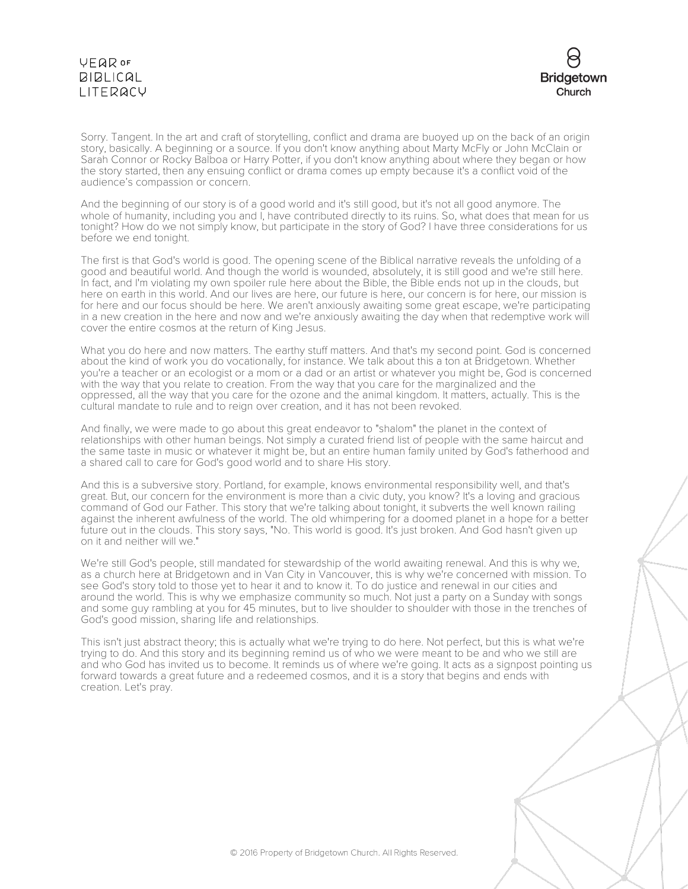Sorry. Tangent. In the art and craft of storytelling, conflict and drama are buoyed up on the back of an origin story, basically. A beginning or a source. If you don't know anything about Marty McFly or John McClain or Sarah Connor or Rocky Balboa or Harry Potter, if you don't know anything about where they began or how the story started, then any ensuing conflict or drama comes up empty because it's a conflict void of the audience's compassion or concern.

And the beginning of our story is of a good world and it's still good, but it's not all good anymore. The whole of humanity, including you and I, have contributed directly to its ruins. So, what does that mean for us tonight? How do we not simply know, but participate in the story of God? I have three considerations for us before we end tonight.

The first is that God's world is good. The opening scene of the Biblical narrative reveals the unfolding of a good and beautiful world. And though the world is wounded, absolutely, it is still good and we're still here. In fact, and I'm violating my own spoiler rule here about the Bible, the Bible ends not up in the clouds, but here on earth in this world. And our lives are here, our future is here, our concern is for here, our mission is for here and our focus should be here. We aren't anxiously awaiting some great escape, we're participating in a new creation in the here and now and we're anxiously awaiting the day when that redemptive work will cover the entire cosmos at the return of King Jesus.

What you do here and now matters. The earthy stuff matters. And that's my second point. God is concerned about the kind of work you do vocationally, for instance. We talk about this a ton at Bridgetown. Whether you're a teacher or an ecologist or a mom or a dad or an artist or whatever you might be, God is concerned with the way that you relate to creation. From the way that you care for the marginalized and the oppressed, all the way that you care for the ozone and the animal kingdom. It matters, actually. This is the cultural mandate to rule and to reign over creation, and it has not been revoked.

And finally, we were made to go about this great endeavor to "shalom" the planet in the context of relationships with other human beings. Not simply a curated friend list of people with the same haircut and the same taste in music or whatever it might be, but an entire human family united by God's fatherhood and a shared call to care for God's good world and to share His story.

And this is a subversive story. Portland, for example, knows environmental responsibility well, and that's great. But, our concern for the environment is more than a civic duty, you know? It's a loving and gracious command of God our Father. This story that we're talking about tonight, it subverts the well known railing against the inherent awfulness of the world. The old whimpering for a doomed planet in a hope for a better future out in the clouds. This story says, "No. This world is good. It's just broken. And God hasn't given up on it and neither will we."

We're still God's people, still mandated for stewardship of the world awaiting renewal. And this is why we, as a church here at Bridgetown and in Van City in Vancouver, this is why we're concerned with mission. To see God's story told to those yet to hear it and to know it. To do justice and renewal in our cities and around the world. This is why we emphasize community so much. Not just a party on a Sunday with songs and some guy rambling at you for 45 minutes, but to live shoulder to shoulder with those in the trenches of God's good mission, sharing life and relationships.

This isn't just abstract theory; this is actually what we're trying to do here. Not perfect, but this is what we're trying to do. And this story and its beginning remind us of who we were meant to be and who we still are and who God has invited us to become. It reminds us of where we're going. It acts as a signpost pointing us forward towards a great future and a redeemed cosmos, and it is a story that begins and ends with creation. Let's pray.